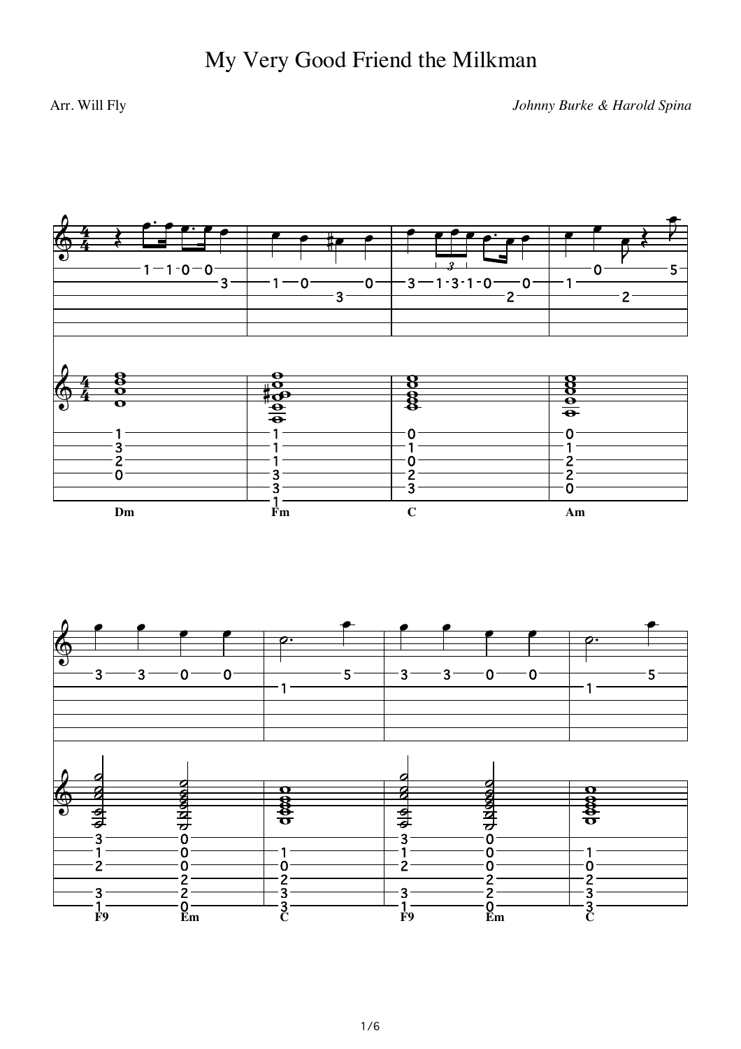# My Very Good Friend the Milkman

Arr. Will Fly

*Johnny Burke & Harold Spina*

Dm Fm C Am

F9 Em C F9 Em C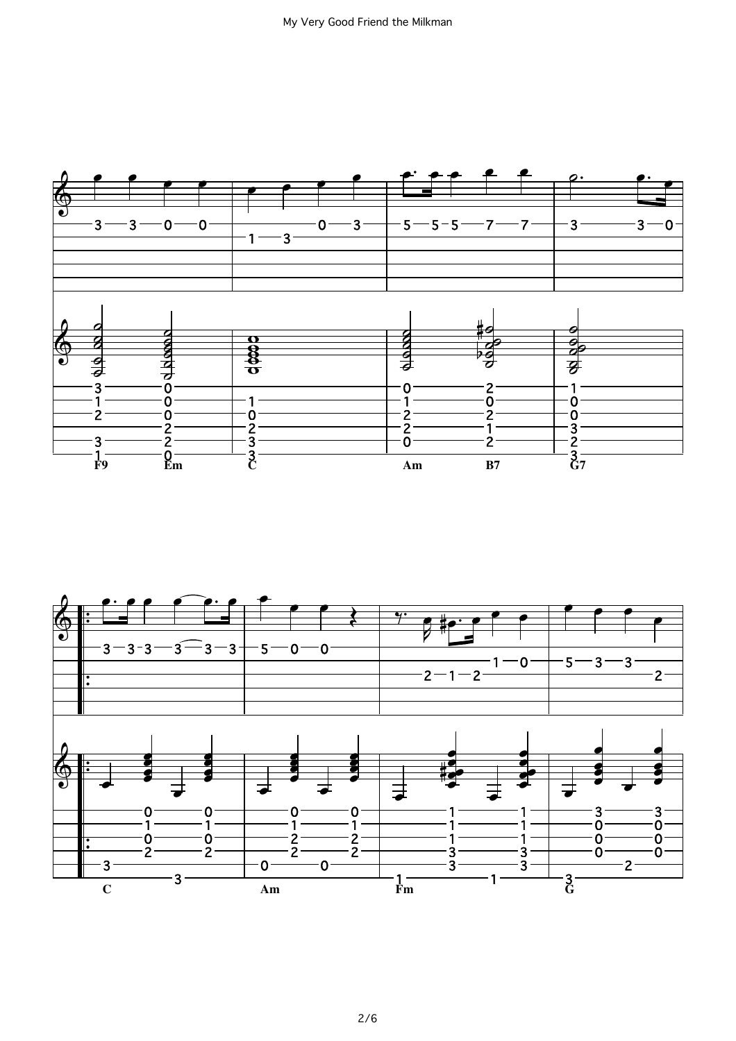F9 Em C Am B7 G7

C Am Fm G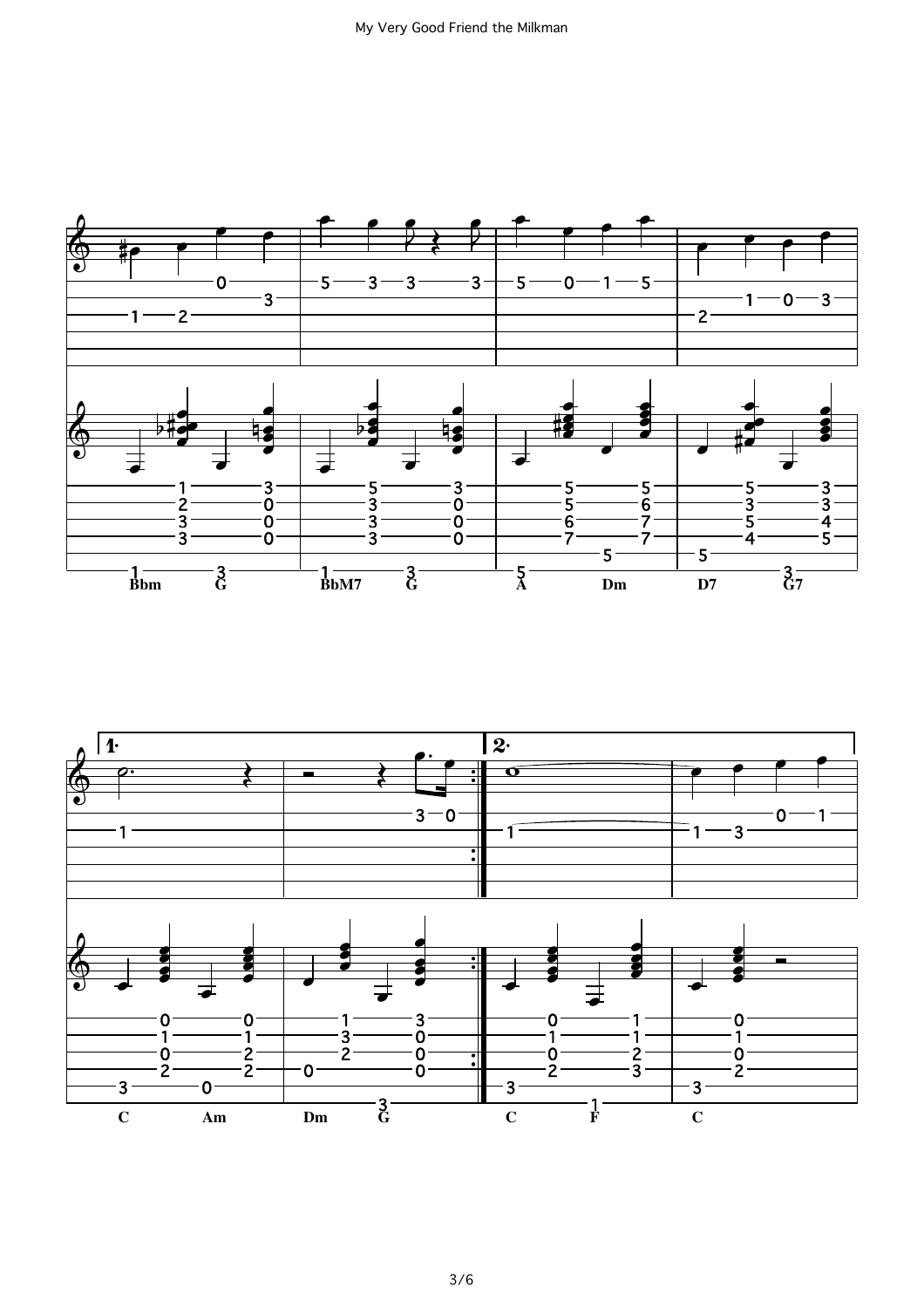Bbm G BbM7 G A Dm D7 G7

C Am Dm G C F C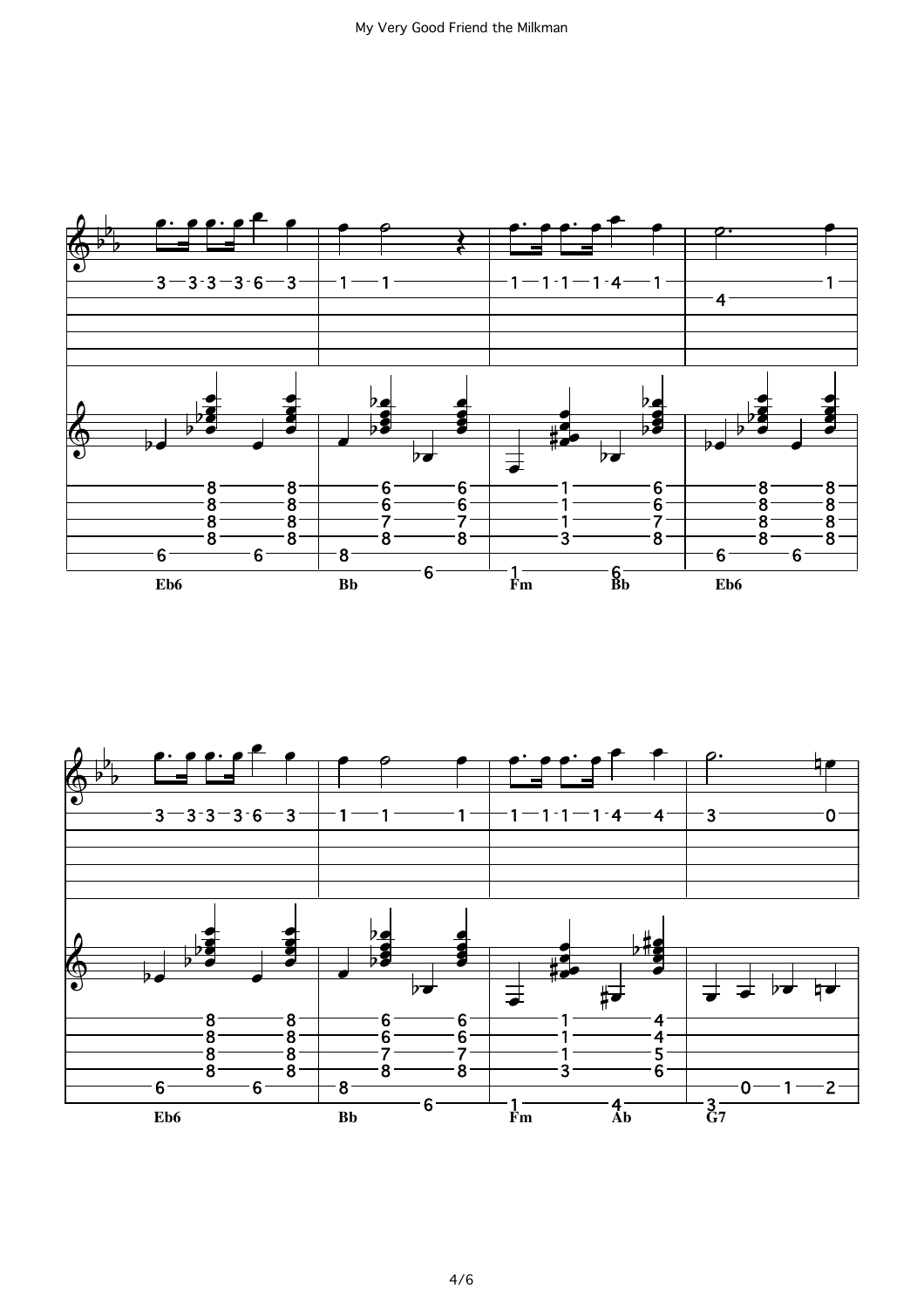Eb6 Bb Fm Bb Eb6

Eb6 Bb Fm Ab G7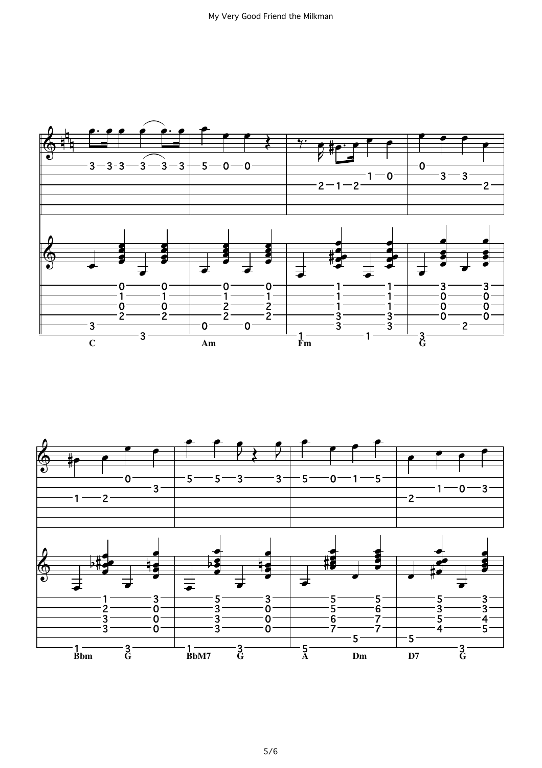C Am Fm G

Bbm G BbM7 G A Dm D7 G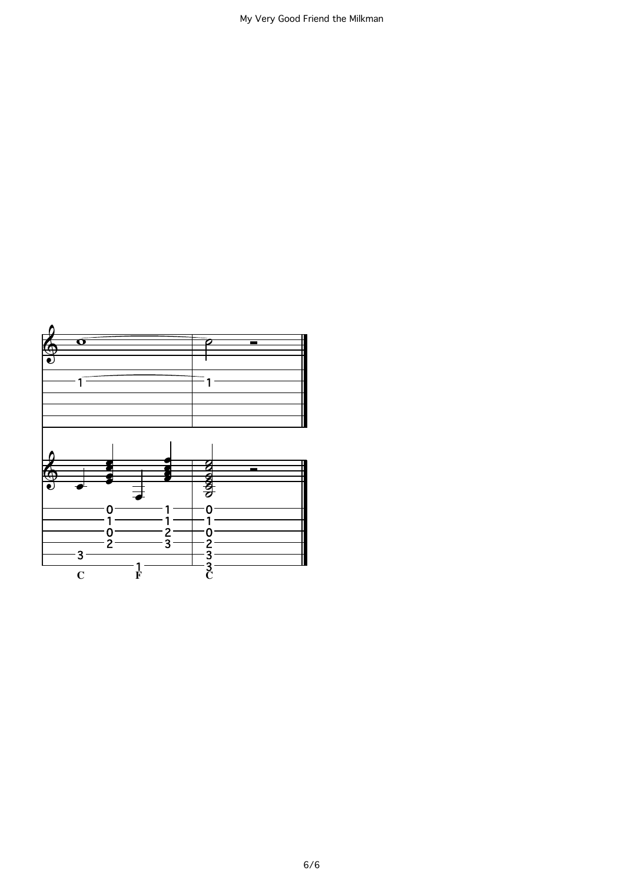C F C